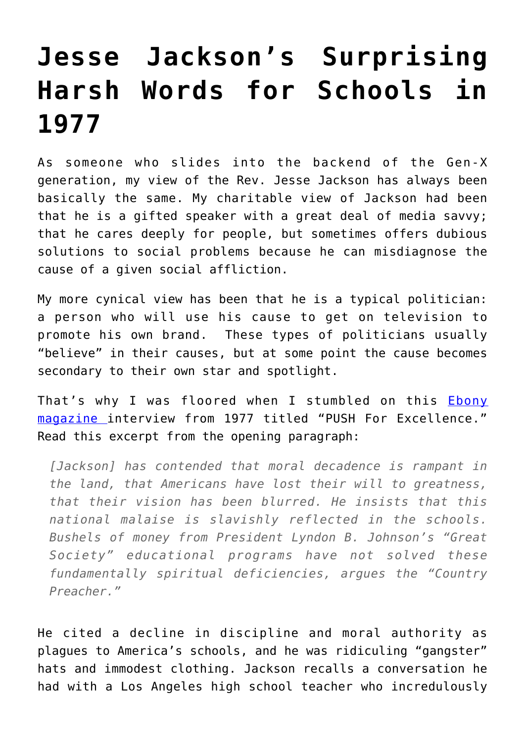# Jesse Jackson's Surprising Harsh Words for Schools in 1977

As someone who slides into the backend of the Gen-X generation, my view of the Rev. Jesse Jackson has always been basically the same. My charitable view of Jackson had been that he is a gifted speaker with a great deal of media savvy; that he cares deeply for people, but sometimes offers dubious solutions to social problems because he can misdiagnose the cause of a given social affliction.

My more cynical view has been that he is a typical politician: a person who will use his cause to get on television to promote his own brand. These types of politicians usually "believe" in their causes, but at some point the cause becomes secondary to their own star and spotlight.

That's why I was floored when I stumbled on this Ebony magazine interview from 1977 titled "PUSH For Excellence." Read this excerpt from the opening paragraph:

> *[Jackson] has contended that moral decadence is rampant in the land, that Americans have lost their will to greatness, that their vision has been blurred. He insists that this national malaise is slavishly reflected in the schools. Bushels of money from President Lyndon B. Johnson's "Great Society" educational programs have not solved these fundamentally spiritual deficiencies, argues the "Country Preacher."*

He cited a decline in discipline and moral authority as plagues to America's schools, and he was ridiculing "gangster" hats and immodest clothing. Jackson recalls a conversation he had with a Los Angeles high school teacher who incredulously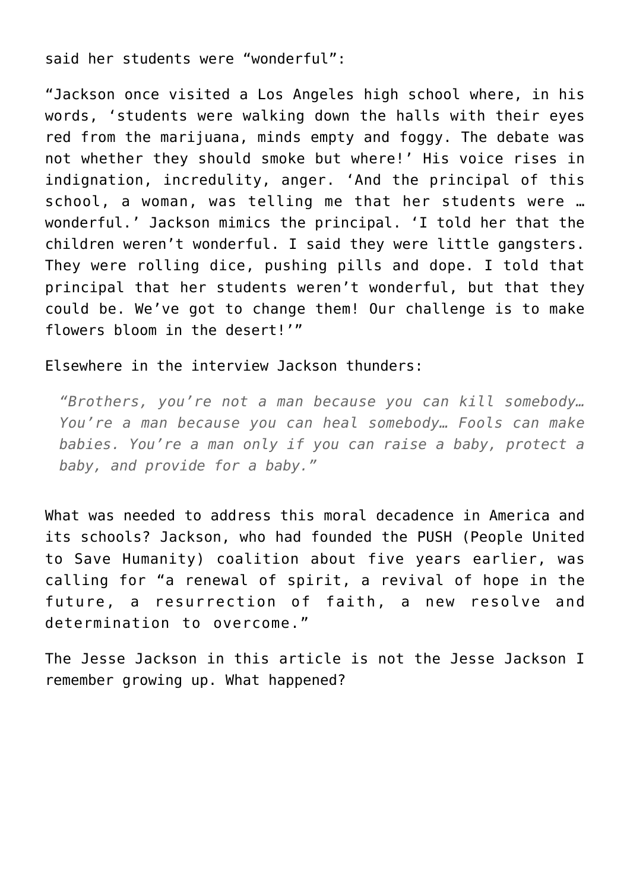said her students were "wonderful":

"Jackson once visited a Los Angeles high school where, in his words, 'students were walking down the halls with their eyes red from the marijuana, minds empty and foggy. The debate was not whether they should smoke but where!' His voice rises in indignation, incredulity, anger. 'And the principal of this school, a woman, was telling me that her students were … wonderful.' Jackson mimics the principal. 'I told her that the children weren't wonderful. I said they were little gangsters. They were rolling dice, pushing pills and dope. I told that principal that her students weren't wonderful, but that they could be. We've got to change them! Our challenge is to make flowers bloom in the desert!'"

Elsewhere in the interview Jackson thunders:

> *"Brothers, you're not a man because you can kill somebody… You're a man because you can heal somebody… Fools can make babies. You're a man only if you can raise a baby, protect a baby, and provide for a baby."*

What was needed to address this moral decadence in America and its schools? Jackson, who had founded the PUSH (People United to Save Humanity) coalition about five years earlier, was calling for "a renewal of spirit, a revival of hope in the future, a resurrection of faith, a new resolve and determination to overcome."

The Jesse Jackson in this article is not the Jesse Jackson I remember growing up. What happened?